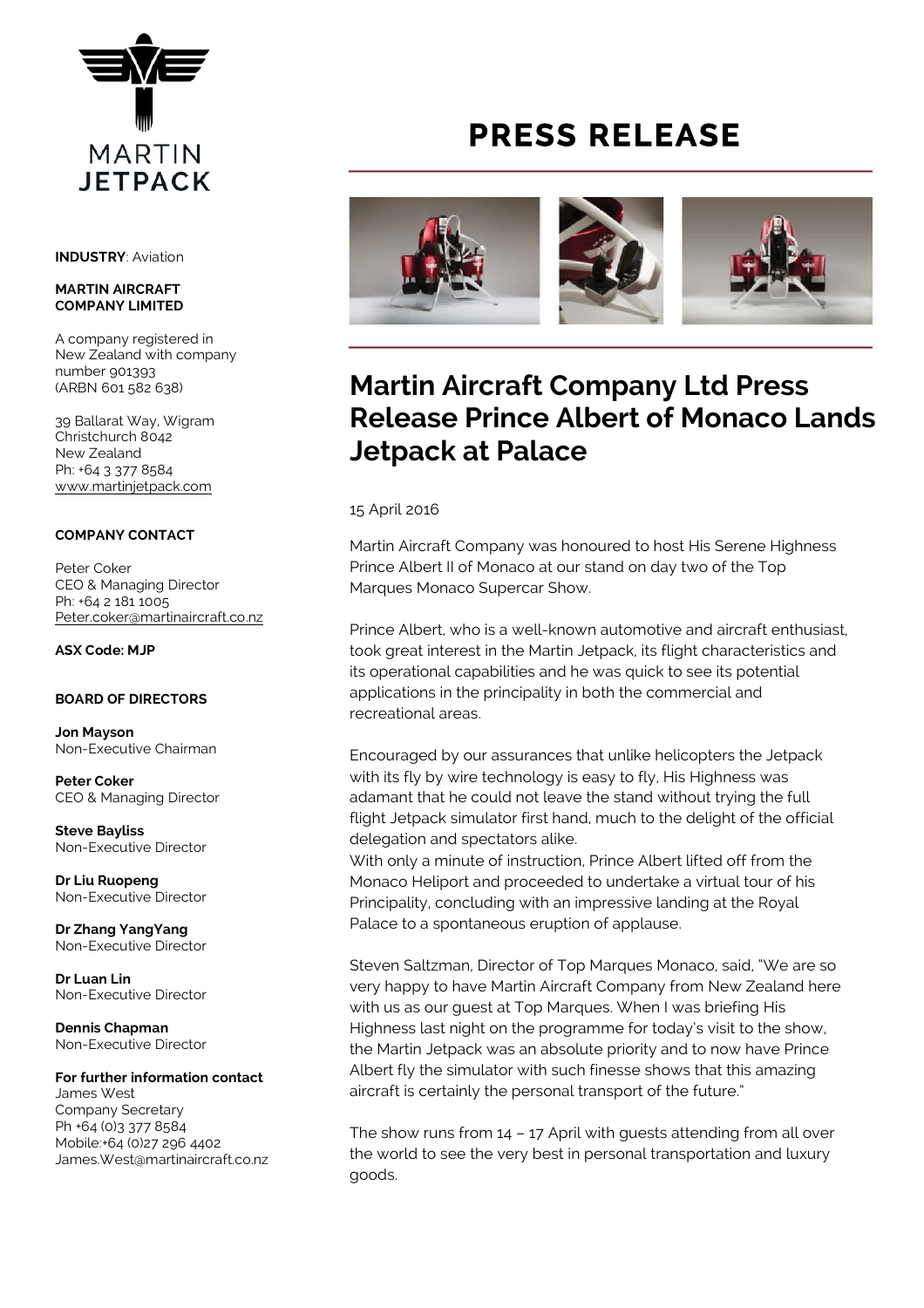# PRESS RELEASE

## Martin Aircraft Company Ltd Press Release Prince Albert of Monaco Lands Jetpack at Palace

15 April 2016

Martin Aircraft Company was honoured to host His Serene Highness Prince Albert II of Monaco at our stand on day two of the Top Marques Monaco Supercar Show.

Prince Albert, who is a well-known automotive and aircraft enthusiast, took great interest in the Martin Jetpack, its flight characteristics and its operational capabilities and he was quick to see its potential applications in the principality in both the commercial and recreational areas.

Encouraged by our assurances that unlike helicopters the Jetpack with its fly by wire technology is easy to fly, His Highness was adamant that he could not leave the stand without trying the full flight Jetpack simulator first hand, much to the delight of the official delegation and spectators alike.

With only a minute of instruction, Prince Albert lifted off from the Monaco Heliport and proceeded to undertake a virtual tour of his Principality, concluding with an impressive landing at the Royal Palace to a spontaneous eruption of applause.

Steven Saltzman, Director of Top Marques Monaco, said, "We are so very happy to have Martin Aircraft Company from New Zealand here with us as our guest at Top Marques. When I was briefing His Highness last night on the programme for today's visit to the show, the Martin Jetpack was an absolute priority and to now have Prince Albert fly the simulator with such finesse shows that this amazing aircraft is certainly the personal transport of the future."

The show runs from 14 – 17 April with guests attending from all over the world to see the very best in personal transportation and luxury goods.

---

MARTIN JETPACK

**INDUSTRY**: Aviation

**MARTIN AIRCRAFT COMPANY LIMITED**

A company registered in New Zealand with company number 901393 (ARBN 601 582 638)

39 Ballarat Way, Wigram
Christchurch 8042
New Zealand
Ph: +64 3 377 8584
www.martinjetpack.com

**COMPANY CONTACT**

Peter Coker
CEO & Managing Director
Ph: +64 2 181 1005
Peter.coker@martinaircraft.co.nz

**ASX Code: MJP**

**BOARD OF DIRECTORS**

**Jon Mayson**
Non-Executive Chairman

**Peter Coker**
CEO & Managing Director

**Steve Bayliss**
Non-Executive Director

**Dr Liu Ruopeng**
Non-Executive Director

**Dr Zhang YangYang**
Non-Executive Director

**Dr Luan Lin**
Non-Executive Director

**Dennis Chapman**
Non-Executive Director

**For further information contact**
James West
Company Secretary
Ph +64 (0)3 377 8584
Mobile:+64 (0)27 296 4402
James.West@martinaircraft.co.nz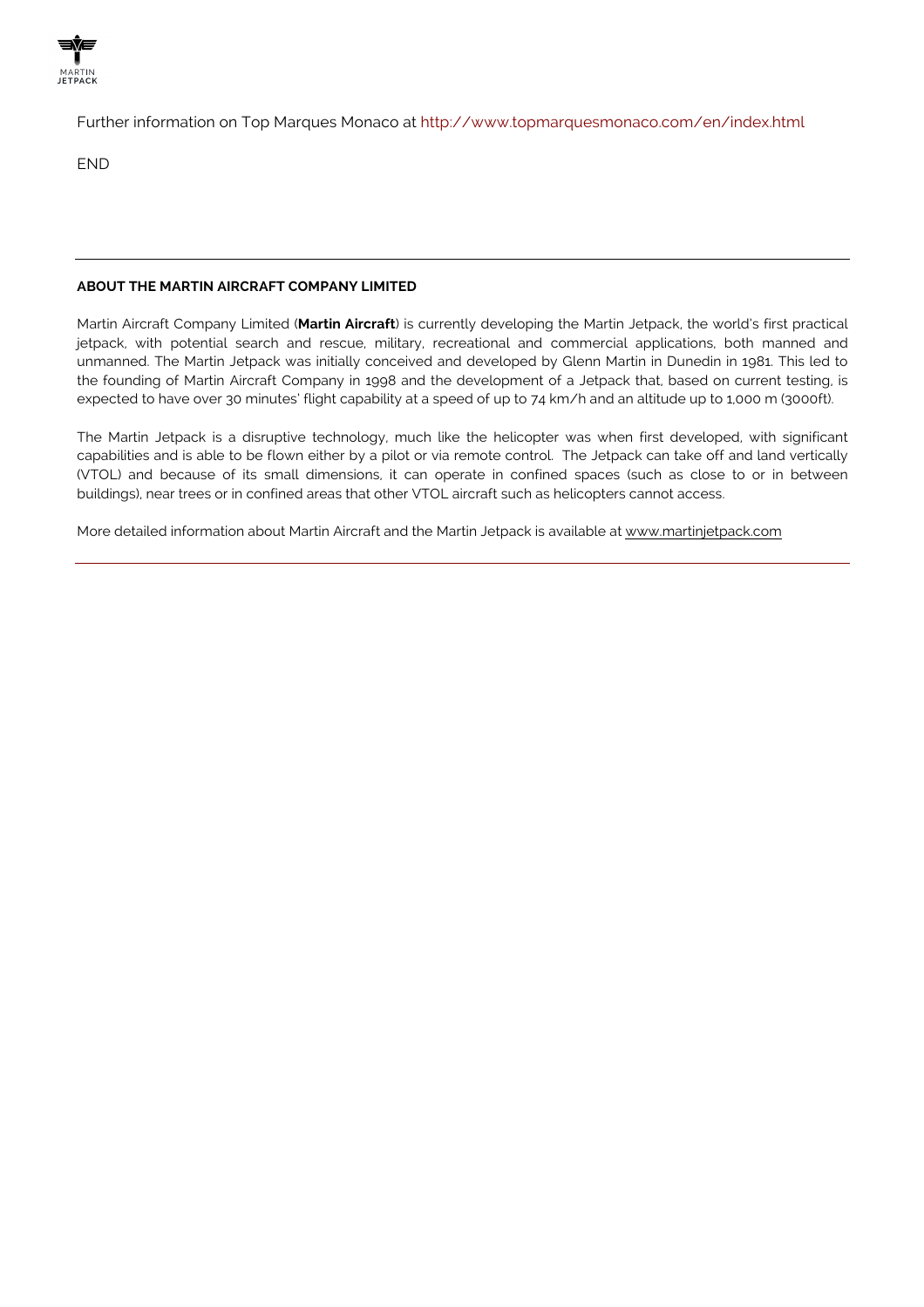Further information on Top Marques Monaco at http://www.topmarquesmonaco.com/en/index.html

END

---

**ABOUT THE MARTIN AIRCRAFT COMPANY LIMITED**

Martin Aircraft Company Limited (**Martin Aircraft**) is currently developing the Martin Jetpack, the world's first practical jetpack, with potential search and rescue, military, recreational and commercial applications, both manned and unmanned. The Martin Jetpack was initially conceived and developed by Glenn Martin in Dunedin in 1981. This led to the founding of Martin Aircraft Company in 1998 and the development of a Jetpack that, based on current testing, is expected to have over 30 minutes' flight capability at a speed of up to 74 km/h and an altitude up to 1,000 m (3000ft).

The Martin Jetpack is a disruptive technology, much like the helicopter was when first developed, with significant capabilities and is able to be flown either by a pilot or via remote control. The Jetpack can take off and land vertically (VTOL) and because of its small dimensions, it can operate in confined spaces (such as close to or in between buildings), near trees or in confined areas that other VTOL aircraft such as helicopters cannot access.

More detailed information about Martin Aircraft and the Martin Jetpack is available at www.martinjetpack.com

---